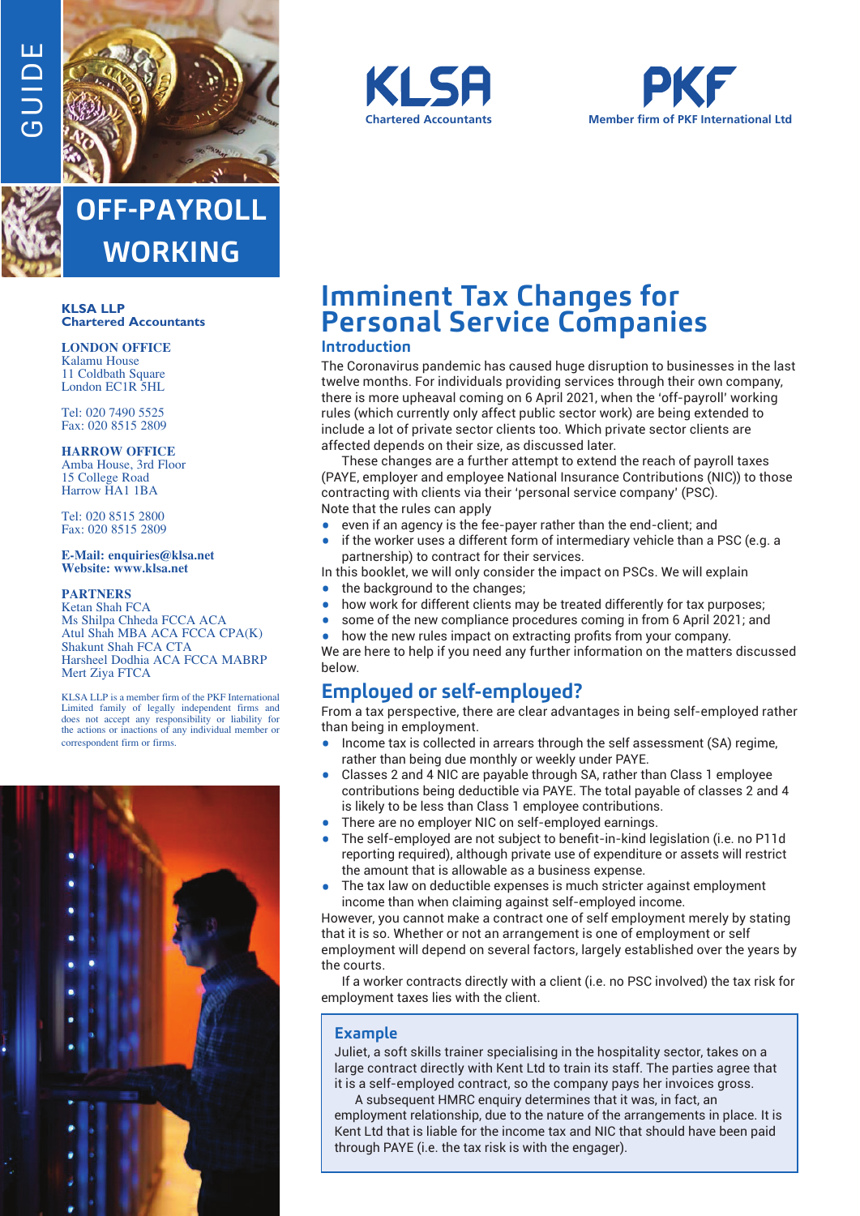GUIDE

# OFF-PAYROLL WORKING

KLSA Chartered Accountants

PKF Member firm of PKF International Ltd

**KLSA LLP**
**Chartered Accountants**

**LONDON OFFICE**
Kalamu House
11 Coldbath Square
London EC1R 5HL

Tel: 020 7490 5525
Fax: 020 8515 2809

**HARROW OFFICE**
Amba House, 3rd Floor
15 College Road
Harrow HA1 1BA

Tel: 020 8515 2800
Fax: 020 8515 2809

**E-Mail: enquiries@klsa.net**
**Website: www.klsa.net**

**PARTNERS**
Ketan Shah FCA
Ms Shilpa Chheda FCCA ACA
Atul Shah MBA ACA FCCA CPA(K)
Shakunt Shah FCA CTA
Harsheel Dodhia ACA FCCA MABRP
Mert Ziya FTCA

KLSA LLP is a member firm of the PKF International Limited family of legally independent firms and does not accept any responsibility or liability for the actions or inactions of any individual member or correspondent firm or firms.

# Imminent Tax Changes for Personal Service Companies

## Introduction

The Coronavirus pandemic has caused huge disruption to businesses in the last twelve months. For individuals providing services through their own company, there is more upheaval coming on 6 April 2021, when the 'off-payroll' working rules (which currently only affect public sector work) are being extended to include a lot of private sector clients too. Which private sector clients are affected depends on their size, as discussed later.

These changes are a further attempt to extend the reach of payroll taxes (PAYE, employer and employee National Insurance Contributions (NIC)) to those contracting with clients via their 'personal service company' (PSC).

Note that the rules can apply

- even if an agency is the fee-payer rather than the end-client; and
- if the worker uses a different form of intermediary vehicle than a PSC (e.g. a partnership) to contract for their services.

In this booklet, we will only consider the impact on PSCs. We will explain

- the background to the changes;
- how work for different clients may be treated differently for tax purposes;
- some of the new compliance procedures coming in from 6 April 2021; and
- how the new rules impact on extracting profits from your company.

We are here to help if you need any further information on the matters discussed below.

## Employed or self-employed?

From a tax perspective, there are clear advantages in being self-employed rather than being in employment.

- Income tax is collected in arrears through the self assessment (SA) regime, rather than being due monthly or weekly under PAYE.
- Classes 2 and 4 NIC are payable through SA, rather than Class 1 employee contributions being deductible via PAYE. The total payable of classes 2 and 4 is likely to be less than Class 1 employee contributions.
- There are no employer NIC on self-employed earnings.
- The self-employed are not subject to benefit-in-kind legislation (i.e. no P11d reporting required), although private use of expenditure or assets will restrict the amount that is allowable as a business expense.
- The tax law on deductible expenses is much stricter against employment income than when claiming against self-employed income.

However, you cannot make a contract one of self employment merely by stating that it is so. Whether or not an arrangement is one of employment or self employment will depend on several factors, largely established over the years by the courts.

If a worker contracts directly with a client (i.e. no PSC involved) the tax risk for employment taxes lies with the client.

### Example

Juliet, a soft skills trainer specialising in the hospitality sector, takes on a large contract directly with Kent Ltd to train its staff. The parties agree that it is a self-employed contract, so the company pays her invoices gross.

A subsequent HMRC enquiry determines that it was, in fact, an employment relationship, due to the nature of the arrangements in place. It is Kent Ltd that is liable for the income tax and NIC that should have been paid through PAYE (i.e. the tax risk is with the engager).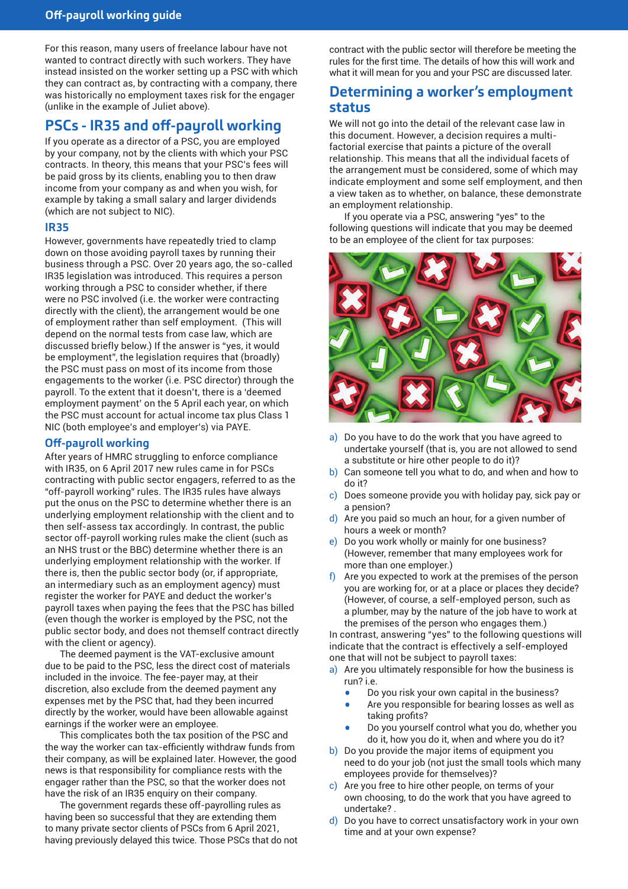For this reason, many users of freelance labour have not wanted to contract directly with such workers. They have instead insisted on the worker setting up a PSC with which they can contract as, by contracting with a company, there was historically no employment taxes risk for the engager (unlike in the example of Juliet above).

## PSCs - IR35 and off-payroll working

If you operate as a director of a PSC, you are employed by your company, not by the clients with which your PSC contracts. In theory, this means that your PSC's fees will be paid gross by its clients, enabling you to then draw income from your company as and when you wish, for example by taking a small salary and larger dividends (which are not subject to NIC).

### IR35

However, governments have repeatedly tried to clamp down on those avoiding payroll taxes by running their business through a PSC. Over 20 years ago, the so-called IR35 legislation was introduced. This requires a person working through a PSC to consider whether, if there were no PSC involved (i.e. the worker were contracting directly with the client), the arrangement would be one of employment rather than self employment. (This will depend on the normal tests from case law, which are discussed briefly below.) If the answer is "yes, it would be employment", the legislation requires that (broadly) the PSC must pass on most of its income from those engagements to the worker (i.e. PSC director) through the payroll. To the extent that it doesn't, there is a 'deemed employment payment' on the 5 April each year, on which the PSC must account for actual income tax plus Class 1 NIC (both employee's and employer's) via PAYE.

### Off-payroll working

After years of HMRC struggling to enforce compliance with IR35, on 6 April 2017 new rules came in for PSCs contracting with public sector engagers, referred to as the "off-payroll working" rules. The IR35 rules have always put the onus on the PSC to determine whether there is an underlying employment relationship with the client and to then self-assess tax accordingly. In contrast, the public sector off-payroll working rules make the client (such as an NHS trust or the BBC) determine whether there is an underlying employment relationship with the worker. If there is, then the public sector body (or, if appropriate, an intermediary such as an employment agency) must register the worker for PAYE and deduct the worker's payroll taxes when paying the fees that the PSC has billed (even though the worker is employed by the PSC, not the public sector body, and does not themself contract directly with the client or agency).

The deemed payment is the VAT-exclusive amount due to be paid to the PSC, less the direct cost of materials included in the invoice. The fee-payer may, at their discretion, also exclude from the deemed payment any expenses met by the PSC that, had they been incurred directly by the worker, would have been allowable against earnings if the worker were an employee.

This complicates both the tax position of the PSC and the way the worker can tax-efficiently withdraw funds from their company, as will be explained later. However, the good news is that responsibility for compliance rests with the engager rather than the PSC, so that the worker does not have the risk of an IR35 enquiry on their company.

The government regards these off-payrolling rules as having been so successful that they are extending them to many private sector clients of PSCs from 6 April 2021, having previously delayed this twice. Those PSCs that do not contract with the public sector will therefore be meeting the rules for the first time. The details of how this will work and what it will mean for you and your PSC are discussed later.

## Determining a worker's employment status

We will not go into the detail of the relevant case law in this document. However, a decision requires a multi-factorial exercise that paints a picture of the overall relationship. This means that all the individual facets of the arrangement must be considered, some of which may indicate employment and some self employment, and then a view taken as to whether, on balance, these demonstrate an employment relationship.

If you operate via a PSC, answering "yes" to the following questions will indicate that you may be deemed to be an employee of the client for tax purposes:

a) Do you have to do the work that you have agreed to undertake yourself (that is, you are not allowed to send a substitute or hire other people to do it)?
b) Can someone tell you what to do, and when and how to do it?
c) Does someone provide you with holiday pay, sick pay or a pension?
d) Are you paid so much an hour, for a given number of hours a week or month?
e) Do you work wholly or mainly for one business? (However, remember that many employees work for more than one employer.)
f) Are you expected to work at the premises of the person you are working for, or at a place or places they decide? (However, of course, a self-employed person, such as a plumber, may by the nature of the job have to work at the premises of the person who engages them.)

In contrast, answering "yes" to the following questions will indicate that the contract is effectively a self-employed one that will not be subject to payroll taxes:

a) Are you ultimately responsible for how the business is run? i.e.
   - Do you risk your own capital in the business?
   - Are you responsible for bearing losses as well as taking profits?
   - Do you yourself control what you do, whether you do it, how you do it, when and where you do it?
b) Do you provide the major items of equipment you need to do your job (not just the small tools which many employees provide for themselves)?
c) Are you free to hire other people, on terms of your own choosing, to do the work that you have agreed to undertake? .
d) Do you have to correct unsatisfactory work in your own time and at your own expense?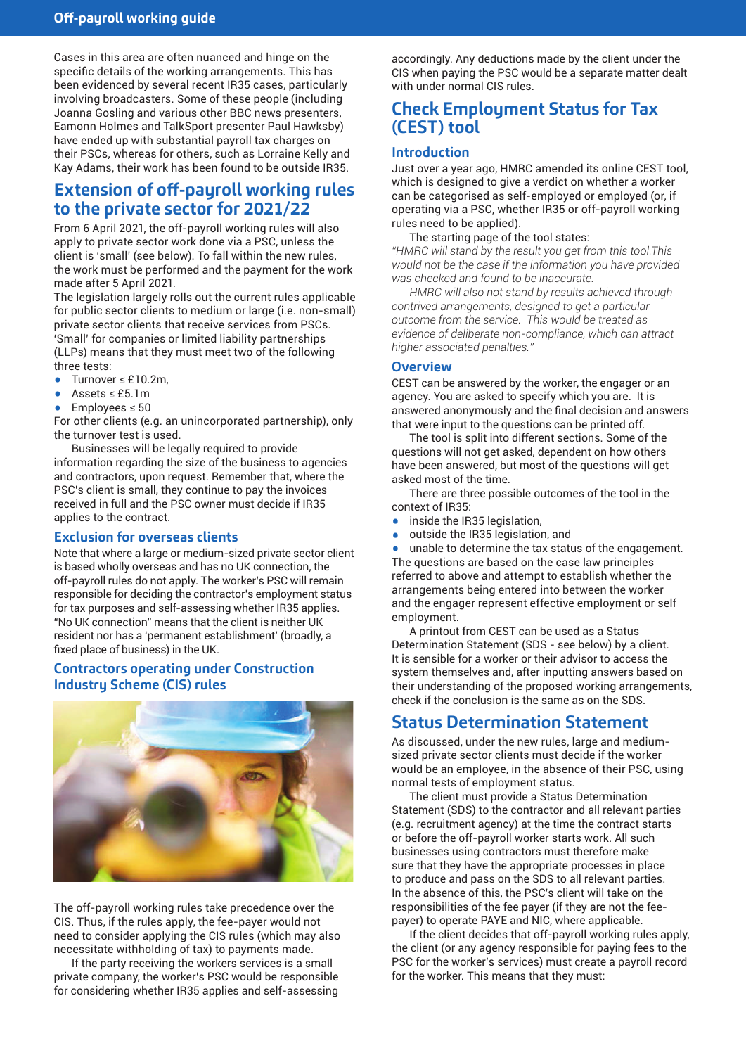Cases in this area are often nuanced and hinge on the specific details of the working arrangements. This has been evidenced by several recent IR35 cases, particularly involving broadcasters. Some of these people (including Joanna Gosling and various other BBC news presenters, Eamonn Holmes and TalkSport presenter Paul Hawksby) have ended up with substantial payroll tax charges on their PSCs, whereas for others, such as Lorraine Kelly and Kay Adams, their work has been found to be outside IR35.

## Extension of off-payroll working rules to the private sector for 2021/22

From 6 April 2021, the off-payroll working rules will also apply to private sector work done via a PSC, unless the client is 'small' (see below). To fall within the new rules, the work must be performed and the payment for the work made after 5 April 2021.

The legislation largely rolls out the current rules applicable for public sector clients to medium or large (i.e. non-small) private sector clients that receive services from PSCs. 'Small' for companies or limited liability partnerships (LLPs) means that they must meet two of the following three tests:

- Turnover ≤ £10.2m,
- Assets ≤ £5.1m
- Employees ≤ 50

For other clients (e.g. an unincorporated partnership), only the turnover test is used.

Businesses will be legally required to provide information regarding the size of the business to agencies and contractors, upon request. Remember that, where the PSC's client is small, they continue to pay the invoices received in full and the PSC owner must decide if IR35 applies to the contract.

### Exclusion for overseas clients

Note that where a large or medium-sized private sector client is based wholly overseas and has no UK connection, the off-payroll rules do not apply. The worker's PSC will remain responsible for deciding the contractor's employment status for tax purposes and self-assessing whether IR35 applies. "No UK connection" means that the client is neither UK resident nor has a 'permanent establishment' (broadly, a fixed place of business) in the UK.

### Contractors operating under Construction Industry Scheme (CIS) rules

The off-payroll working rules take precedence over the CIS. Thus, if the rules apply, the fee-payer would not need to consider applying the CIS rules (which may also necessitate withholding of tax) to payments made.

If the party receiving the workers services is a small private company, the worker's PSC would be responsible for considering whether IR35 applies and self-assessing accordingly. Any deductions made by the client under the CIS when paying the PSC would be a separate matter dealt with under normal CIS rules.

## Check Employment Status for Tax (CEST) tool

### Introduction

Just over a year ago, HMRC amended its online CEST tool, which is designed to give a verdict on whether a worker can be categorised as self-employed or employed (or, if operating via a PSC, whether IR35 or off-payroll working rules need to be applied).

The starting page of the tool states:

*"HMRC will stand by the result you get from this tool.This would not be the case if the information you have provided was checked and found to be inaccurate.*

*HMRC will also not stand by results achieved through contrived arrangements, designed to get a particular outcome from the service. This would be treated as evidence of deliberate non-compliance, which can attract higher associated penalties."*

### Overview

CEST can be answered by the worker, the engager or an agency. You are asked to specify which you are. It is answered anonymously and the final decision and answers that were input to the questions can be printed off.

The tool is split into different sections. Some of the questions will not get asked, dependent on how others have been answered, but most of the questions will get asked most of the time.

There are three possible outcomes of the tool in the context of IR35:

- inside the IR35 legislation,
- outside the IR35 legislation, and
- unable to determine the tax status of the engagement.

The questions are based on the case law principles referred to above and attempt to establish whether the arrangements being entered into between the worker and the engager represent effective employment or self employment.

A printout from CEST can be used as a Status Determination Statement (SDS - see below) by a client. It is sensible for a worker or their advisor to access the system themselves and, after inputting answers based on their understanding of the proposed working arrangements, check if the conclusion is the same as on the SDS.

## Status Determination Statement

As discussed, under the new rules, large and medium-sized private sector clients must decide if the worker would be an employee, in the absence of their PSC, using normal tests of employment status.

The client must provide a Status Determination Statement (SDS) to the contractor and all relevant parties (e.g. recruitment agency) at the time the contract starts or before the off-payroll worker starts work. All such businesses using contractors must therefore make sure that they have the appropriate processes in place to produce and pass on the SDS to all relevant parties. In the absence of this, the PSC's client will take on the responsibilities of the fee payer (if they are not the fee-payer) to operate PAYE and NIC, where applicable.

If the client decides that off-payroll working rules apply, the client (or any agency responsible for paying fees to the PSC for the worker's services) must create a payroll record for the worker. This means that they must: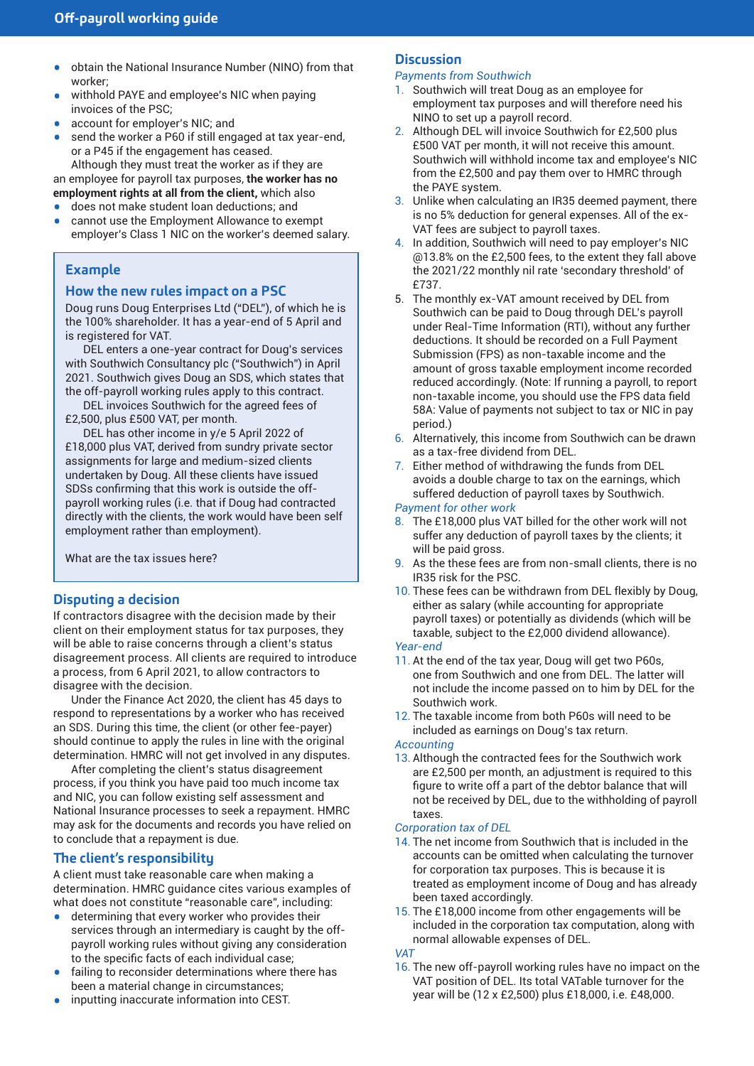- obtain the National Insurance Number (NINO) from that worker;
- withhold PAYE and employee's NIC when paying invoices of the PSC;
- account for employer's NIC; and
- send the worker a P60 if still engaged at tax year-end, or a P45 if the engagement has ceased.

Although they must treat the worker as if they are an employee for payroll tax purposes, **the worker has no employment rights at all from the client,** which also

- does not make student loan deductions; and
- cannot use the Employment Allowance to exempt employer's Class 1 NIC on the worker's deemed salary.

> ## Example
>
> ### How the new rules impact on a PSC
>
> Doug runs Doug Enterprises Ltd ("DEL"), of which he is the 100% shareholder. It has a year-end of 5 April and is registered for VAT.
>
> DEL enters a one-year contract for Doug's services with Southwich Consultancy plc ("Southwich") in April 2021. Southwich gives Doug an SDS, which states that the off-payroll working rules apply to this contract.
>
> DEL invoices Southwich for the agreed fees of £2,500, plus £500 VAT, per month.
>
> DEL has other income in y/e 5 April 2022 of £18,000 plus VAT, derived from sundry private sector assignments for large and medium-sized clients undertaken by Doug. All these clients have issued SDSs confirming that this work is outside the off-payroll working rules (i.e. that if Doug had contracted directly with the clients, the work would have been self employment rather than employment).
>
> What are the tax issues here?

## Disputing a decision

If contractors disagree with the decision made by their client on their employment status for tax purposes, they will be able to raise concerns through a client's status disagreement process. All clients are required to introduce a process, from 6 April 2021, to allow contractors to disagree with the decision.

Under the Finance Act 2020, the client has 45 days to respond to representations by a worker who has received an SDS. During this time, the client (or other fee-payer) should continue to apply the rules in line with the original determination. HMRC will not get involved in any disputes.

After completing the client's status disagreement process, if you think you have paid too much income tax and NIC, you can follow existing self assessment and National Insurance processes to seek a repayment. HMRC may ask for the documents and records you have relied on to conclude that a repayment is due.

## The client's responsibility

A client must take reasonable care when making a determination. HMRC guidance cites various examples of what does not constitute "reasonable care", including:

- determining that every worker who provides their services through an intermediary is caught by the off-payroll working rules without giving any consideration to the specific facts of each individual case;
- failing to reconsider determinations where there has been a material change in circumstances;
- inputting inaccurate information into CEST.

## Discussion

*Payments from Southwich*

1. Southwich will treat Doug as an employee for employment tax purposes and will therefore need his NINO to set up a payroll record.
2. Although DEL will invoice Southwich for £2,500 plus £500 VAT per month, it will not receive this amount. Southwich will withhold income tax and employee's NIC from the £2,500 and pay them over to HMRC through the PAYE system.
3. Unlike when calculating an IR35 deemed payment, there is no 5% deduction for general expenses. All of the ex-VAT fees are subject to payroll taxes.
4. In addition, Southwich will need to pay employer's NIC @13.8% on the £2,500 fees, to the extent they fall above the 2021/22 monthly nil rate 'secondary threshold' of £737.
5. The monthly ex-VAT amount received by DEL from Southwich can be paid to Doug through DEL's payroll under Real-Time Information (RTI), without any further deductions. It should be recorded on a Full Payment Submission (FPS) as non-taxable income and the amount of gross taxable employment income recorded reduced accordingly. (Note: If running a payroll, to report non-taxable income, you should use the FPS data field 58A: Value of payments not subject to tax or NIC in pay period.)
6. Alternatively, this income from Southwich can be drawn as a tax-free dividend from DEL.
7. Either method of withdrawing the funds from DEL avoids a double charge to tax on the earnings, which suffered deduction of payroll taxes by Southwich.

*Payment for other work*

8. The £18,000 plus VAT billed for the other work will not suffer any deduction of payroll taxes by the clients; it will be paid gross.
9. As the these fees are from non-small clients, there is no IR35 risk for the PSC.
10. These fees can be withdrawn from DEL flexibly by Doug, either as salary (while accounting for appropriate payroll taxes) or potentially as dividends (which will be taxable, subject to the £2,000 dividend allowance).

*Year-end*

11. At the end of the tax year, Doug will get two P60s, one from Southwich and one from DEL. The latter will not include the income passed on to him by DEL for the Southwich work.
12. The taxable income from both P60s will need to be included as earnings on Doug's tax return.

*Accounting*

13. Although the contracted fees for the Southwich work are £2,500 per month, an adjustment is required to this figure to write off a part of the debtor balance that will not be received by DEL, due to the withholding of payroll taxes.

*Corporation tax of DEL*

14. The net income from Southwich that is included in the accounts can be omitted when calculating the turnover for corporation tax purposes. This is because it is treated as employment income of Doug and has already been taxed accordingly.
15. The £18,000 income from other engagements will be included in the corporation tax computation, along with normal allowable expenses of DEL.

*VAT*

16. The new off-payroll working rules have no impact on the VAT position of DEL. Its total VATable turnover for the year will be (12 x £2,500) plus £18,000, i.e. £48,000.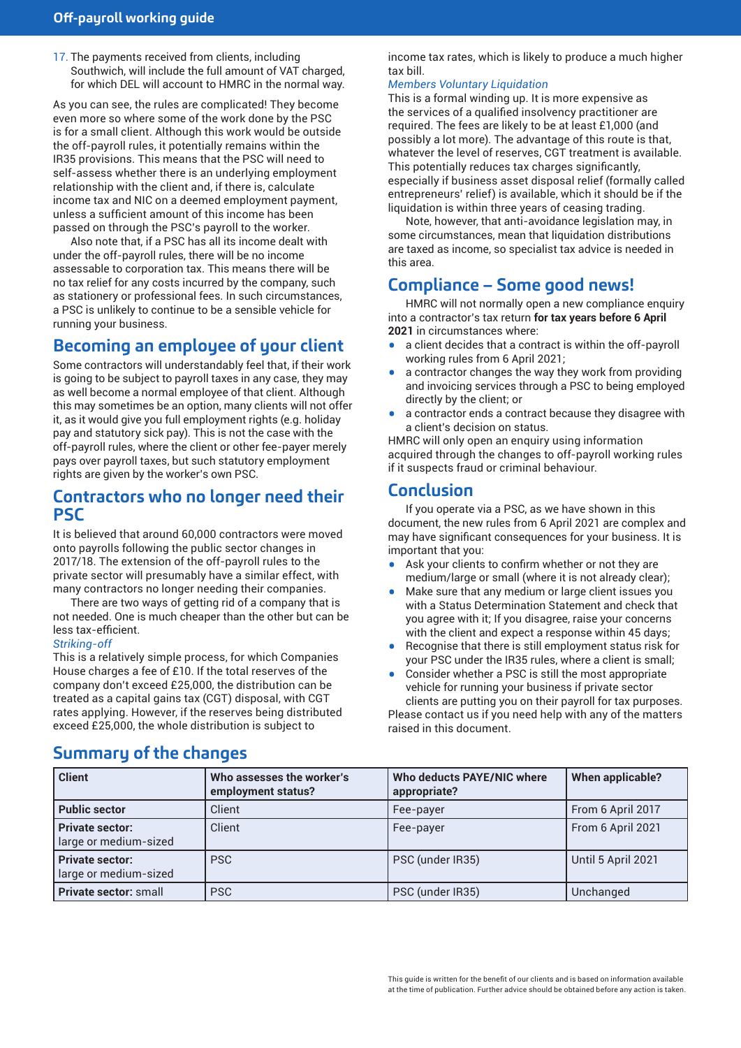17. The payments received from clients, including Southwich, will include the full amount of VAT charged, for which DEL will account to HMRC in the normal way.

As you can see, the rules are complicated! They become even more so where some of the work done by the PSC is for a small client. Although this work would be outside the off-payroll rules, it potentially remains within the IR35 provisions. This means that the PSC will need to self-assess whether there is an underlying employment relationship with the client and, if there is, calculate income tax and NIC on a deemed employment payment, unless a sufficient amount of this income has been passed on through the PSC's payroll to the worker.

Also note that, if a PSC has all its income dealt with under the off-payroll rules, there will be no income assessable to corporation tax. This means there will be no tax relief for any costs incurred by the company, such as stationery or professional fees. In such circumstances, a PSC is unlikely to continue to be a sensible vehicle for running your business.

## Becoming an employee of your client

Some contractors will understandably feel that, if their work is going to be subject to payroll taxes in any case, they may as well become a normal employee of that client. Although this may sometimes be an option, many clients will not offer it, as it would give you full employment rights (e.g. holiday pay and statutory sick pay). This is not the case with the off-payroll rules, where the client or other fee-payer merely pays over payroll taxes, but such statutory employment rights are given by the worker's own PSC.

## Contractors who no longer need their PSC

It is believed that around 60,000 contractors were moved onto payrolls following the public sector changes in 2017/18. The extension of the off-payroll rules to the private sector will presumably have a similar effect, with many contractors no longer needing their companies.

There are two ways of getting rid of a company that is not needed. One is much cheaper than the other but can be less tax-efficient.

*Striking-off*

This is a relatively simple process, for which Companies House charges a fee of £10. If the total reserves of the company don't exceed £25,000, the distribution can be treated as a capital gains tax (CGT) disposal, with CGT rates applying. However, if the reserves being distributed exceed £25,000, the whole distribution is subject to income tax rates, which is likely to produce a much higher tax bill.

*Members Voluntary Liquidation*

This is a formal winding up. It is more expensive as the services of a qualified insolvency practitioner are required. The fees are likely to be at least £1,000 (and possibly a lot more). The advantage of this route is that, whatever the level of reserves, CGT treatment is available. This potentially reduces tax charges significantly, especially if business asset disposal relief (formally called entrepreneurs' relief) is available, which it should be if the liquidation is within three years of ceasing trading.

Note, however, that anti-avoidance legislation may, in some circumstances, mean that liquidation distributions are taxed as income, so specialist tax advice is needed in this area.

## Compliance – Some good news!

HMRC will not normally open a new compliance enquiry into a contractor's tax return **for tax years before 6 April 2021** in circumstances where:

- a client decides that a contract is within the off-payroll working rules from 6 April 2021;
- a contractor changes the way they work from providing and invoicing services through a PSC to being employed directly by the client; or
- a contractor ends a contract because they disagree with a client's decision on status.

HMRC will only open an enquiry using information acquired through the changes to off-payroll working rules if it suspects fraud or criminal behaviour.

## Conclusion

If you operate via a PSC, as we have shown in this document, the new rules from 6 April 2021 are complex and may have significant consequences for your business. It is important that you:

- Ask your clients to confirm whether or not they are medium/large or small (where it is not already clear);
- Make sure that any medium or large client issues you with a Status Determination Statement and check that you agree with it; If you disagree, raise your concerns with the client and expect a response within 45 days;
- Recognise that there is still employment status risk for your PSC under the IR35 rules, where a client is small;
- Consider whether a PSC is still the most appropriate vehicle for running your business if private sector clients are putting you on their payroll for tax purposes.

Please contact us if you need help with any of the matters raised in this document.

## Summary of the changes

| Client | Who assesses the worker's employment status? | Who deducts PAYE/NIC where appropriate? | When applicable? |
|---|---|---|---|
| **Public sector** | Client | Fee-payer | From 6 April 2017 |
| **Private sector:** large or medium-sized | Client | Fee-payer | From 6 April 2021 |
| **Private sector:** large or medium-sized | PSC | PSC (under IR35) | Until 5 April 2021 |
| **Private sector:** small | PSC | PSC (under IR35) | Unchanged |

This guide is written for the benefit of our clients and is based on information available at the time of publication. Further advice should be obtained before any action is taken.